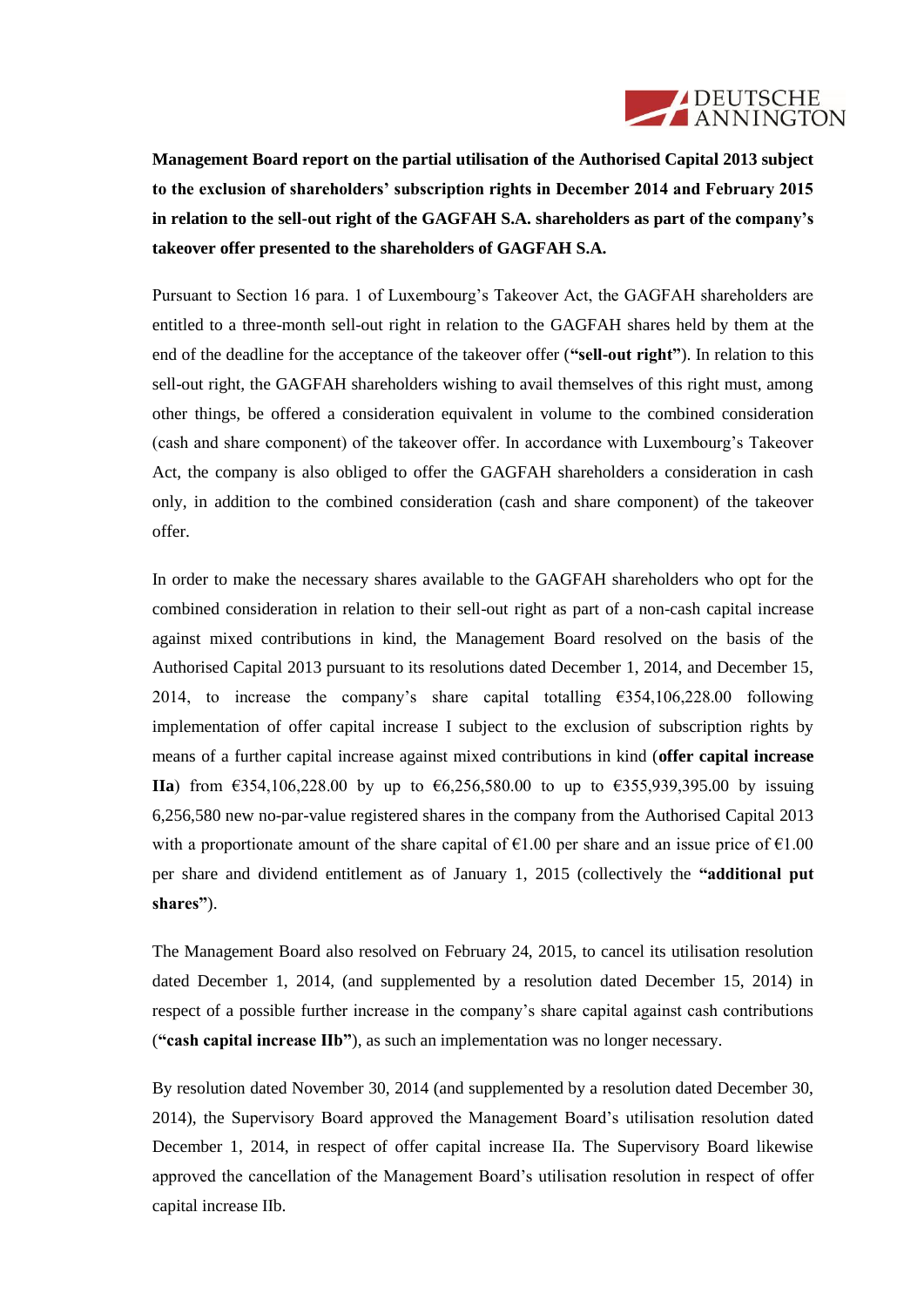**Management Board report on the partial utilisation of the Authorised Capital 2013 subject to the exclusion of shareholders' subscription rights in December 2014 and February 2015 in relation to the sell-out right of the GAGFAH S.A. shareholders as part of the company's takeover offer presented to the shareholders of GAGFAH S.A.**

Pursuant to Section 16 para. 1 of Luxembourg's Takeover Act, the GAGFAH shareholders are entitled to a three-month sell-out right in relation to the GAGFAH shares held by them at the end of the deadline for the acceptance of the takeover offer (**"sell-out right"**). In relation to this sell-out right, the GAGFAH shareholders wishing to avail themselves of this right must, among other things, be offered a consideration equivalent in volume to the combined consideration (cash and share component) of the takeover offer. In accordance with Luxembourg's Takeover Act, the company is also obliged to offer the GAGFAH shareholders a consideration in cash only, in addition to the combined consideration (cash and share component) of the takeover offer.

In order to make the necessary shares available to the GAGFAH shareholders who opt for the combined consideration in relation to their sell-out right as part of a non-cash capital increase against mixed contributions in kind, the Management Board resolved on the basis of the Authorised Capital 2013 pursuant to its resolutions dated December 1, 2014, and December 15, 2014, to increase the company's share capital totalling €354,106,228.00 following implementation of offer capital increase I subject to the exclusion of subscription rights by means of a further capital increase against mixed contributions in kind (**offer capital increase IIa**) from €354,106,228.00 by up to €6,256,580.00 to up to €355,939,395.00 by issuing 6,256,580 new no-par-value registered shares in the company from the Authorised Capital 2013 with a proportionate amount of the share capital of €1.00 per share and an issue price of €1.00 per share and dividend entitlement as of January 1, 2015 (collectively the **"additional put shares"**).

The Management Board also resolved on February 24, 2015, to cancel its utilisation resolution dated December 1, 2014, (and supplemented by a resolution dated December 15, 2014) in respect of a possible further increase in the company's share capital against cash contributions (**"cash capital increase IIb"**), as such an implementation was no longer necessary.

By resolution dated November 30, 2014 (and supplemented by a resolution dated December 30, 2014), the Supervisory Board approved the Management Board's utilisation resolution dated December 1, 2014, in respect of offer capital increase IIa. The Supervisory Board likewise approved the cancellation of the Management Board's utilisation resolution in respect of offer capital increase IIb.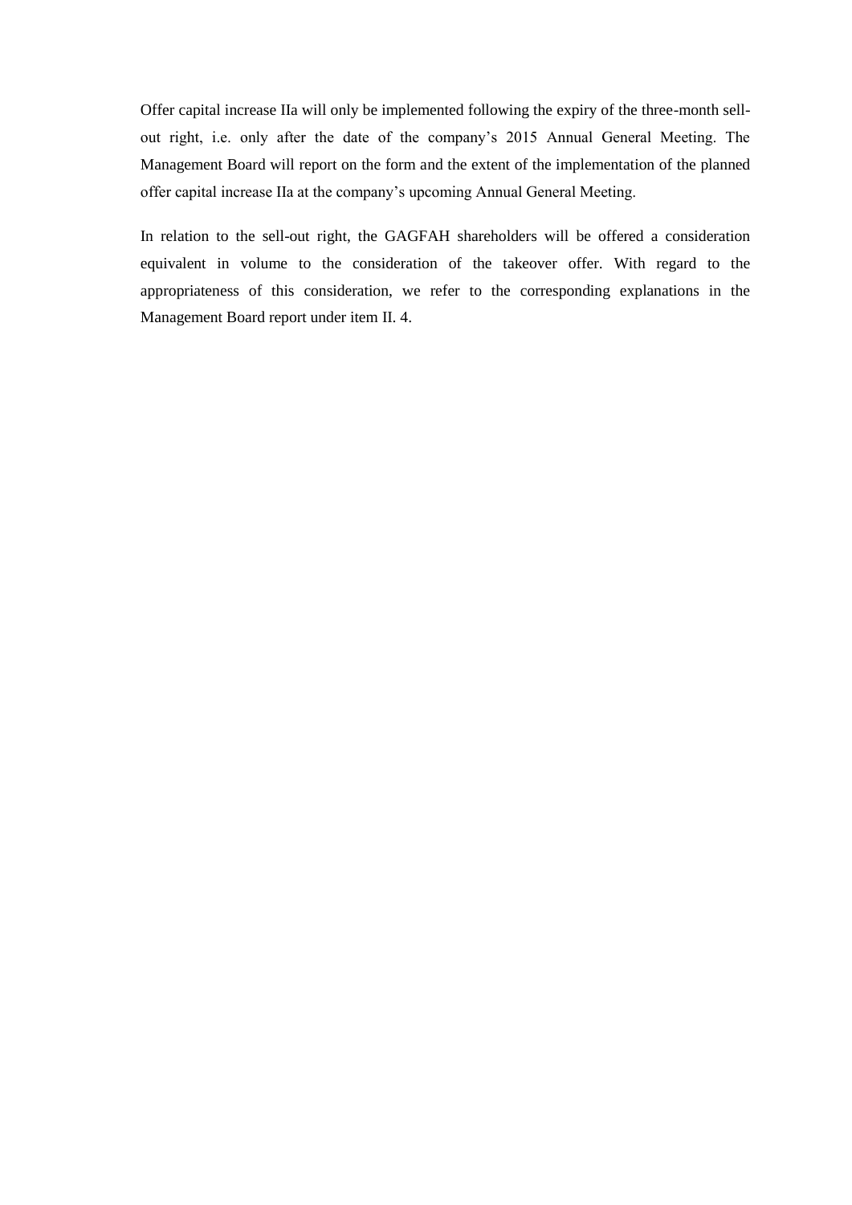Offer capital increase IIa will only be implemented following the expiry of the three-month sell-out right, i.e. only after the date of the company's 2015 Annual General Meeting. The Management Board will report on the form and the extent of the implementation of the planned offer capital increase IIa at the company's upcoming Annual General Meeting.

In relation to the sell-out right, the GAGFAH shareholders will be offered a consideration equivalent in volume to the consideration of the takeover offer. With regard to the appropriateness of this consideration, we refer to the corresponding explanations in the Management Board report under item II. 4.